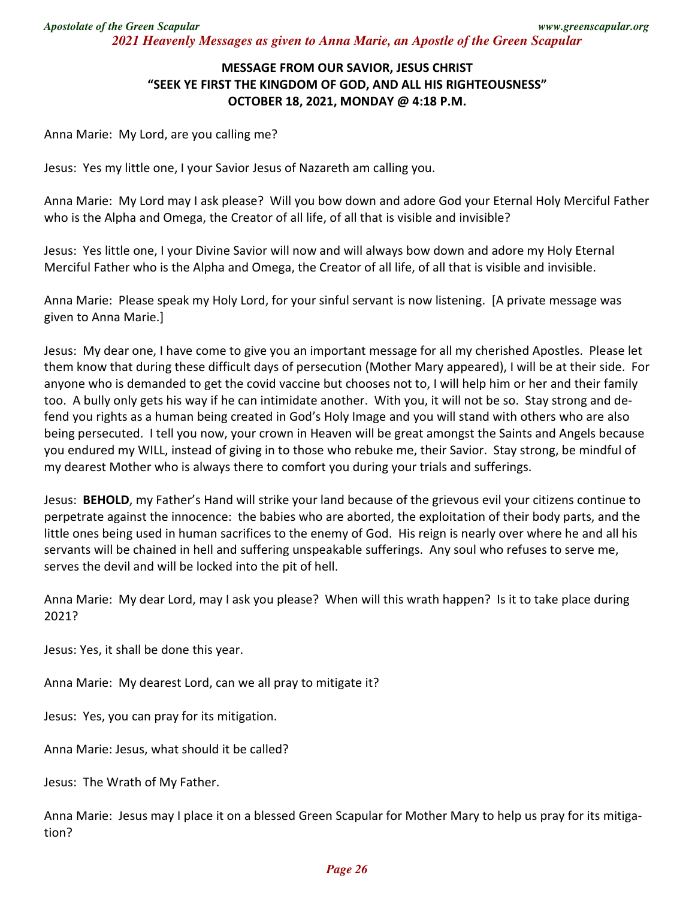### MESSAGE FROM OUR SAVIOR, JESUS CHRIST
### "SEEK YE FIRST THE KINGDOM OF GOD, AND ALL HIS RIGHTEOUSNESS"
### OCTOBER 18, 2021, MONDAY @ 4:18 P.M.

Anna Marie: My Lord, are you calling me?

Jesus: Yes my little one, I your Savior Jesus of Nazareth am calling you.

Anna Marie: My Lord may I ask please? Will you bow down and adore God your Eternal Holy Merciful Father who is the Alpha and Omega, the Creator of all life, of all that is visible and invisible?

Jesus: Yes little one, I your Divine Savior will now and will always bow down and adore my Holy Eternal Merciful Father who is the Alpha and Omega, the Creator of all life, of all that is visible and invisible.

Anna Marie: Please speak my Holy Lord, for your sinful servant is now listening. [A private message was given to Anna Marie.]

Jesus: My dear one, I have come to give you an important message for all my cherished Apostles. Please let them know that during these difficult days of persecution (Mother Mary appeared), I will be at their side. For anyone who is demanded to get the covid vaccine but chooses not to, I will help him or her and their family too. A bully only gets his way if he can intimidate another. With you, it will not be so. Stay strong and defend you rights as a human being created in God's Holy Image and you will stand with others who are also being persecuted. I tell you now, your crown in Heaven will be great amongst the Saints and Angels because you endured my WILL, instead of giving in to those who rebuke me, their Savior. Stay strong, be mindful of my dearest Mother who is always there to comfort you during your trials and sufferings.

Jesus: **BEHOLD**, my Father's Hand will strike your land because of the grievous evil your citizens continue to perpetrate against the innocence: the babies who are aborted, the exploitation of their body parts, and the little ones being used in human sacrifices to the enemy of God. His reign is nearly over where he and all his servants will be chained in hell and suffering unspeakable sufferings. Any soul who refuses to serve me, serves the devil and will be locked into the pit of hell.

Anna Marie: My dear Lord, may I ask you please? When will this wrath happen? Is it to take place during 2021?

Jesus: Yes, it shall be done this year.

Anna Marie: My dearest Lord, can we all pray to mitigate it?

Jesus: Yes, you can pray for its mitigation.

Anna Marie: Jesus, what should it be called?

Jesus: The Wrath of My Father.

Anna Marie: Jesus may I place it on a blessed Green Scapular for Mother Mary to help us pray for its mitigation?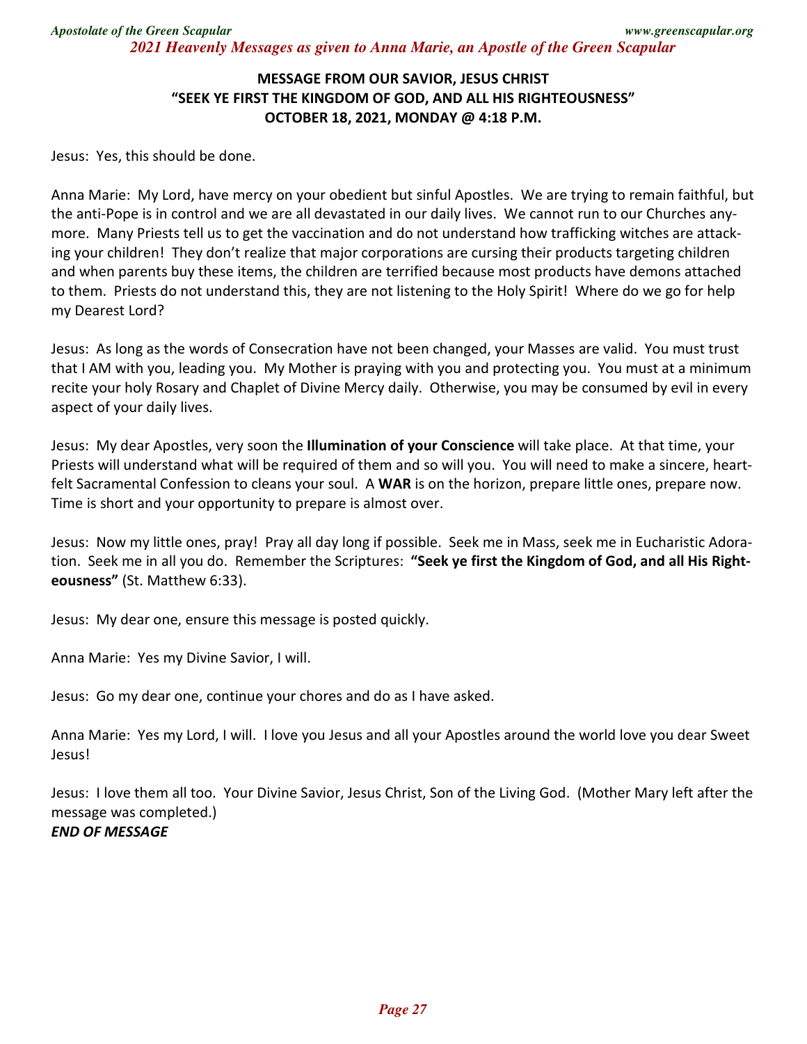**MESSAGE FROM OUR SAVIOR, JESUS CHRIST**
**"SEEK YE FIRST THE KINGDOM OF GOD, AND ALL HIS RIGHTEOUSNESS"**
**OCTOBER 18, 2021, MONDAY @ 4:18 P.M.**

Jesus: Yes, this should be done.

Anna Marie: My Lord, have mercy on your obedient but sinful Apostles. We are trying to remain faithful, but the anti-Pope is in control and we are all devastated in our daily lives. We cannot run to our Churches anymore. Many Priests tell us to get the vaccination and do not understand how trafficking witches are attacking your children! They don't realize that major corporations are cursing their products targeting children and when parents buy these items, the children are terrified because most products have demons attached to them. Priests do not understand this, they are not listening to the Holy Spirit! Where do we go for help my Dearest Lord?

Jesus: As long as the words of Consecration have not been changed, your Masses are valid. You must trust that I AM with you, leading you. My Mother is praying with you and protecting you. You must at a minimum recite your holy Rosary and Chaplet of Divine Mercy daily. Otherwise, you may be consumed by evil in every aspect of your daily lives.

Jesus: My dear Apostles, very soon the **Illumination of your Conscience** will take place. At that time, your Priests will understand what will be required of them and so will you. You will need to make a sincere, heartfelt Sacramental Confession to cleans your soul. A **WAR** is on the horizon, prepare little ones, prepare now. Time is short and your opportunity to prepare is almost over.

Jesus: Now my little ones, pray! Pray all day long if possible. Seek me in Mass, seek me in Eucharistic Adoration. Seek me in all you do. Remember the Scriptures: **"Seek ye first the Kingdom of God, and all His Righteousness"** (St. Matthew 6:33).

Jesus: My dear one, ensure this message is posted quickly.

Anna Marie: Yes my Divine Savior, I will.

Jesus: Go my dear one, continue your chores and do as I have asked.

Anna Marie: Yes my Lord, I will. I love you Jesus and all your Apostles around the world love you dear Sweet Jesus!

Jesus: I love them all too. Your Divine Savior, Jesus Christ, Son of the Living God. (Mother Mary left after the message was completed.)

***END OF MESSAGE***